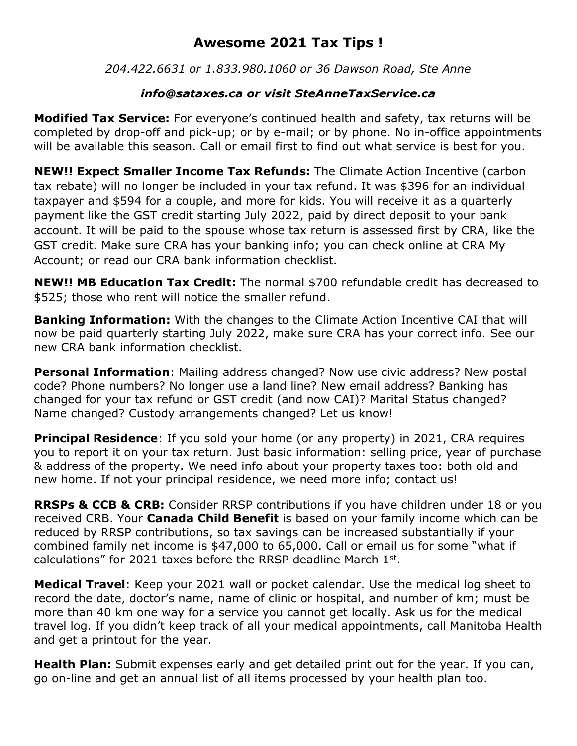# Awesome 2021 Tax Tips !

*204.422.6631 or 1.833.980.1060 or 36 Dawson Road, Ste Anne*

***info@sataxes.ca or visit SteAnneTaxService.ca***

**Modified Tax Service:** For everyone's continued health and safety, tax returns will be completed by drop-off and pick-up; or by e-mail; or by phone. No in-office appointments will be available this season. Call or email first to find out what service is best for you.

**NEW!! Expect Smaller Income Tax Refunds:** The Climate Action Incentive (carbon tax rebate) will no longer be included in your tax refund. It was $396 for an individual taxpayer and $594 for a couple, and more for kids. You will receive it as a quarterly payment like the GST credit starting July 2022, paid by direct deposit to your bank account. It will be paid to the spouse whose tax return is assessed first by CRA, like the GST credit. Make sure CRA has your banking info; you can check online at CRA My Account; or read our CRA bank information checklist.

**NEW!! MB Education Tax Credit:** The normal $700 refundable credit has decreased to $525; those who rent will notice the smaller refund.

**Banking Information:** With the changes to the Climate Action Incentive CAI that will now be paid quarterly starting July 2022, make sure CRA has your correct info. See our new CRA bank information checklist.

**Personal Information**: Mailing address changed? Now use civic address? New postal code? Phone numbers? No longer use a land line? New email address? Banking has changed for your tax refund or GST credit (and now CAI)? Marital Status changed? Name changed? Custody arrangements changed? Let us know!

**Principal Residence**: If you sold your home (or any property) in 2021, CRA requires you to report it on your tax return. Just basic information: selling price, year of purchase & address of the property. We need info about your property taxes too: both old and new home. If not your principal residence, we need more info; contact us!

**RRSPs & CCB & CRB:** Consider RRSP contributions if you have children under 18 or you received CRB. Your **Canada Child Benefit** is based on your family income which can be reduced by RRSP contributions, so tax savings can be increased substantially if your combined family net income is $47,000 to 65,000. Call or email us for some "what if calculations" for 2021 taxes before the RRSP deadline March 1st.

**Medical Travel**: Keep your 2021 wall or pocket calendar. Use the medical log sheet to record the date, doctor's name, name of clinic or hospital, and number of km; must be more than 40 km one way for a service you cannot get locally. Ask us for the medical travel log. If you didn't keep track of all your medical appointments, call Manitoba Health and get a printout for the year.

**Health Plan:** Submit expenses early and get detailed print out for the year. If you can, go on-line and get an annual list of all items processed by your health plan too.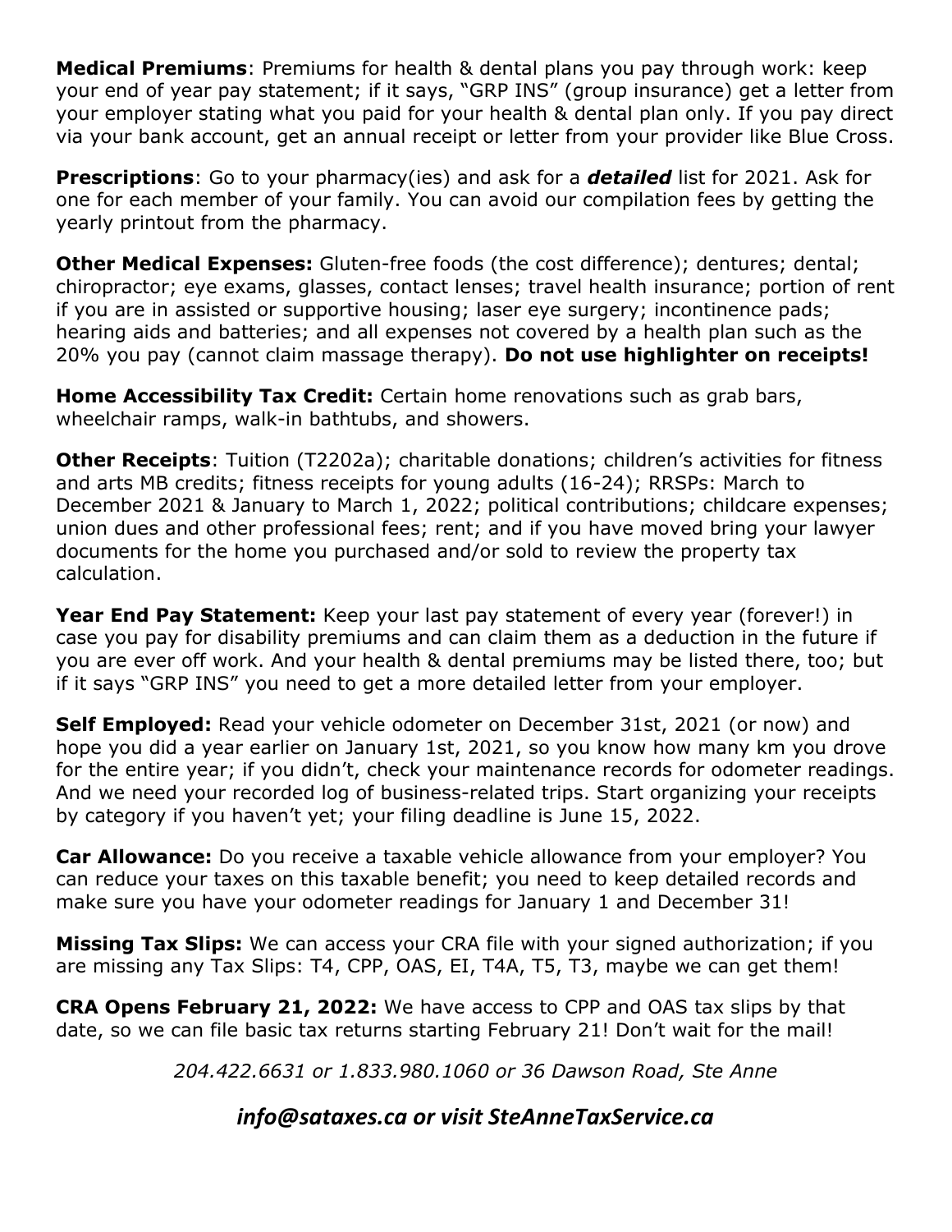**Medical Premiums**: Premiums for health & dental plans you pay through work: keep your end of year pay statement; if it says, "GRP INS" (group insurance) get a letter from your employer stating what you paid for your health & dental plan only. If you pay direct via your bank account, get an annual receipt or letter from your provider like Blue Cross.

**Prescriptions**: Go to your pharmacy(ies) and ask for a ***detailed*** list for 2021. Ask for one for each member of your family. You can avoid our compilation fees by getting the yearly printout from the pharmacy.

**Other Medical Expenses:** Gluten-free foods (the cost difference); dentures; dental; chiropractor; eye exams, glasses, contact lenses; travel health insurance; portion of rent if you are in assisted or supportive housing; laser eye surgery; incontinence pads; hearing aids and batteries; and all expenses not covered by a health plan such as the 20% you pay (cannot claim massage therapy). **Do not use highlighter on receipts!**

**Home Accessibility Tax Credit:** Certain home renovations such as grab bars, wheelchair ramps, walk-in bathtubs, and showers.

**Other Receipts**: Tuition (T2202a); charitable donations; children's activities for fitness and arts MB credits; fitness receipts for young adults (16-24); RRSPs: March to December 2021 & January to March 1, 2022; political contributions; childcare expenses; union dues and other professional fees; rent; and if you have moved bring your lawyer documents for the home you purchased and/or sold to review the property tax calculation.

**Year End Pay Statement:** Keep your last pay statement of every year (forever!) in case you pay for disability premiums and can claim them as a deduction in the future if you are ever off work. And your health & dental premiums may be listed there, too; but if it says "GRP INS" you need to get a more detailed letter from your employer.

**Self Employed:** Read your vehicle odometer on December 31st, 2021 (or now) and hope you did a year earlier on January 1st, 2021, so you know how many km you drove for the entire year; if you didn't, check your maintenance records for odometer readings. And we need your recorded log of business-related trips. Start organizing your receipts by category if you haven't yet; your filing deadline is June 15, 2022.

**Car Allowance:** Do you receive a taxable vehicle allowance from your employer? You can reduce your taxes on this taxable benefit; you need to keep detailed records and make sure you have your odometer readings for January 1 and December 31!

**Missing Tax Slips:** We can access your CRA file with your signed authorization; if you are missing any Tax Slips: T4, CPP, OAS, EI, T4A, T5, T3, maybe we can get them!

**CRA Opens February 21, 2022:** We have access to CPP and OAS tax slips by that date, so we can file basic tax returns starting February 21! Don't wait for the mail!

*204.422.6631 or 1.833.980.1060 or 36 Dawson Road, Ste Anne*

***info@sataxes.ca or visit SteAnneTaxService.ca***